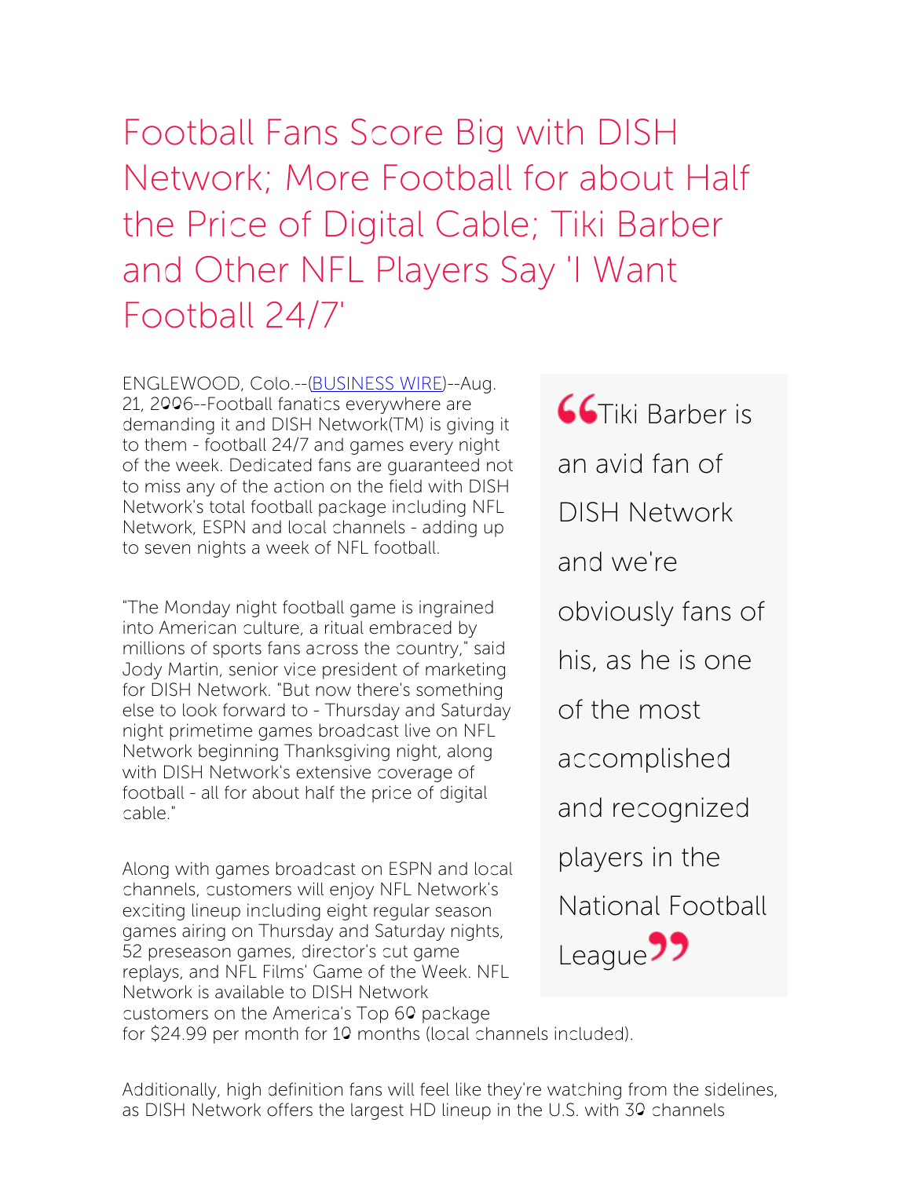# Football Fans Score Big with DISH Network; More Football for about Half the Price of Digital Cable; Tiki Barber and Other NFL Players Say 'I Want Football 24/7'

ENGLEWOOD, Colo.--(BUSINESS WIRE)--Aug. 21, 2006--Football fanatics everywhere are demanding it and DISH Network(TM) is giving it to them - football 24/7 and games every night of the week. Dedicated fans are guaranteed not to miss any of the action on the field with DISH Network's total football package including NFL Network, ESPN and local channels - adding up to seven nights a week of NFL football.

> "Tiki Barber is an avid fan of DISH Network and we're obviously fans of his, as he is one of the most accomplished and recognized players in the National Football League"

"The Monday night football game is ingrained into American culture, a ritual embraced by millions of sports fans across the country," said Jody Martin, senior vice president of marketing for DISH Network. "But now there's something else to look forward to - Thursday and Saturday night primetime games broadcast live on NFL Network beginning Thanksgiving night, along with DISH Network's extensive coverage of football - all for about half the price of digital cable."

Along with games broadcast on ESPN and local channels, customers will enjoy NFL Network's exciting lineup including eight regular season games airing on Thursday and Saturday nights, 52 preseason games, director's cut game replays, and NFL Films' Game of the Week. NFL Network is available to DISH Network customers on the America's Top 60 package for $24.99 per month for 10 months (local channels included).

Additionally, high definition fans will feel like they're watching from the sidelines, as DISH Network offers the largest HD lineup in the U.S. with 30 channels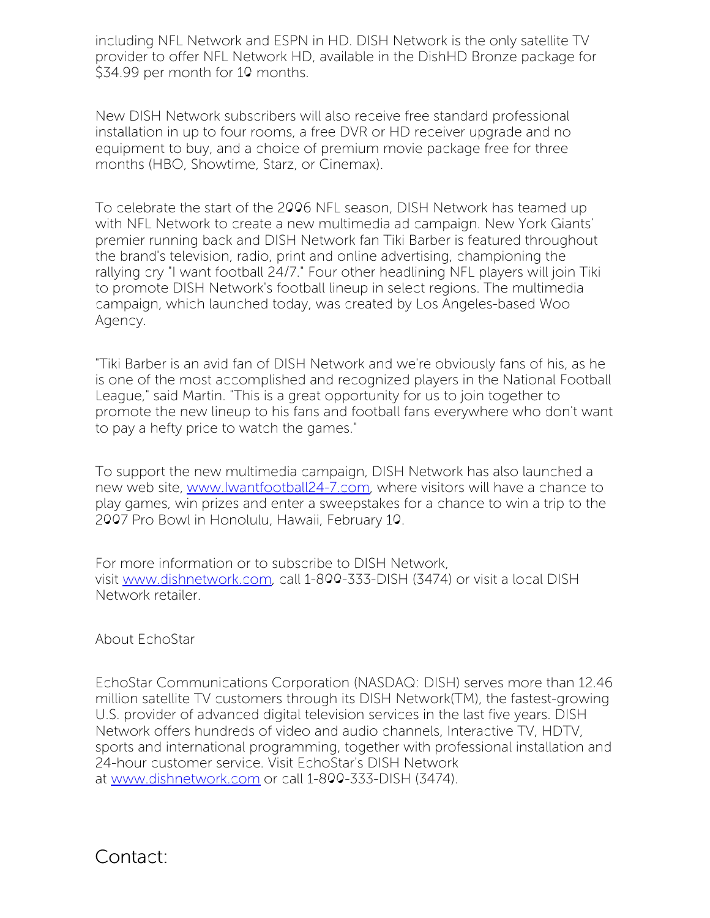including NFL Network and ESPN in HD. DISH Network is the only satellite TV provider to offer NFL Network HD, available in the DishHD Bronze package for $34.99 per month for 10 months.

New DISH Network subscribers will also receive free standard professional installation in up to four rooms, a free DVR or HD receiver upgrade and no equipment to buy, and a choice of premium movie package free for three months (HBO, Showtime, Starz, or Cinemax).

To celebrate the start of the 2006 NFL season, DISH Network has teamed up with NFL Network to create a new multimedia ad campaign. New York Giants' premier running back and DISH Network fan Tiki Barber is featured throughout the brand's television, radio, print and online advertising, championing the rallying cry "I want football 24/7." Four other headlining NFL players will join Tiki to promote DISH Network's football lineup in select regions. The multimedia campaign, which launched today, was created by Los Angeles-based Woo Agency.

"Tiki Barber is an avid fan of DISH Network and we're obviously fans of his, as he is one of the most accomplished and recognized players in the National Football League," said Martin. "This is a great opportunity for us to join together to promote the new lineup to his fans and football fans everywhere who don't want to pay a hefty price to watch the games."

To support the new multimedia campaign, DISH Network has also launched a new web site, [www.Iwantfootball24-7.com](http://www.Iwantfootball24-7.com), where visitors will have a chance to play games, win prizes and enter a sweepstakes for a chance to win a trip to the 2007 Pro Bowl in Honolulu, Hawaii, February 10.

For more information or to subscribe to DISH Network, visit [www.dishnetwork.com](http://www.dishnetwork.com), call 1-800-333-DISH (3474) or visit a local DISH Network retailer.

About EchoStar

EchoStar Communications Corporation (NASDAQ: DISH) serves more than 12.46 million satellite TV customers through its DISH Network(TM), the fastest-growing U.S. provider of advanced digital television services in the last five years. DISH Network offers hundreds of video and audio channels, Interactive TV, HDTV, sports and international programming, together with professional installation and 24-hour customer service. Visit EchoStar's DISH Network at [www.dishnetwork.com](http://www.dishnetwork.com) or call 1-800-333-DISH (3474).

## Contact: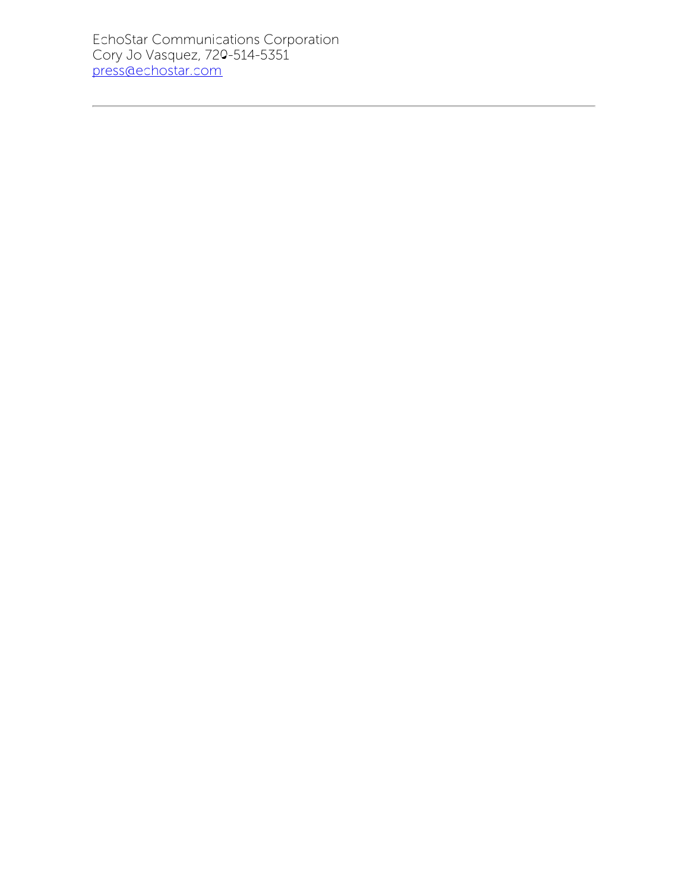EchoStar Communications Corporation
Cory Jo Vasquez, 720-514-5351
[press@echostar.com](mailto:press@echostar.com)

---